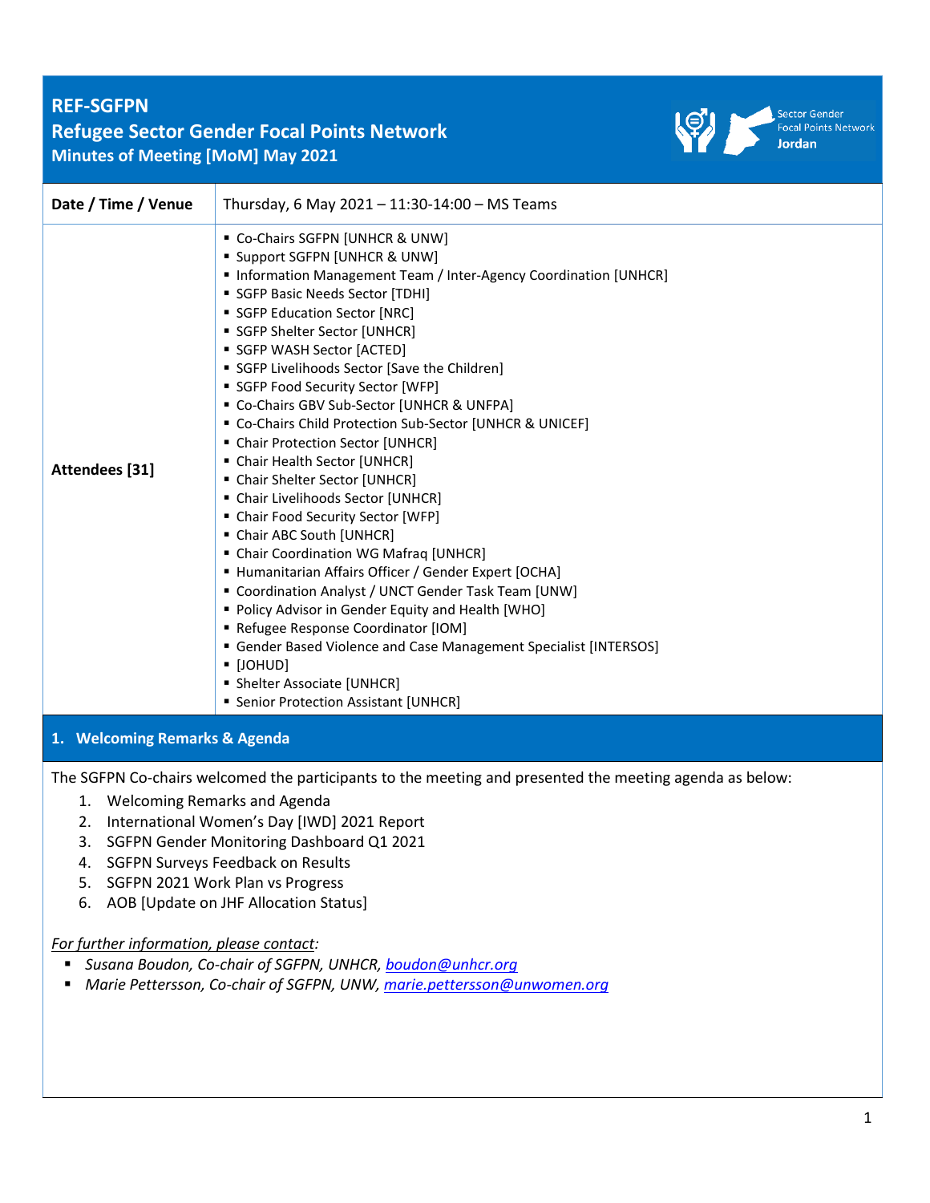# REF-SGFPN

## Refugee Sector Gender Focal Points Network

### Minutes of Meeting [MoM] May 2021

Sector Gender Focal Points Network Jordan

| Date / Time / Venue | Thursday, 6 May 2021 – 11:30-14:00 – MS Teams |
| --- | --- |
| **Attendees [31]** | ▪ Co-Chairs SGFPN [UNHCR & UNW]<br>▪ Support SGFPN [UNHCR & UNW]<br>▪ Information Management Team / Inter-Agency Coordination [UNHCR]<br>▪ SGFP Basic Needs Sector [TDHI]<br>▪ SGFP Education Sector [NRC]<br>▪ SGFP Shelter Sector [UNHCR]<br>▪ SGFP WASH Sector [ACTED]<br>▪ SGFP Livelihoods Sector [Save the Children]<br>▪ SGFP Food Security Sector [WFP]<br>▪ Co-Chairs GBV Sub-Sector [UNHCR & UNFPA]<br>▪ Co-Chairs Child Protection Sub-Sector [UNHCR & UNICEF]<br>▪ Chair Protection Sector [UNHCR]<br>▪ Chair Health Sector [UNHCR]<br>▪ Chair Shelter Sector [UNHCR]<br>▪ Chair Livelihoods Sector [UNHCR]<br>▪ Chair Food Security Sector [WFP]<br>▪ Chair ABC South [UNHCR]<br>▪ Chair Coordination WG Mafraq [UNHCR]<br>▪ Humanitarian Affairs Officer / Gender Expert [OCHA]<br>▪ Coordination Analyst / UNCT Gender Task Team [UNW]<br>▪ Policy Advisor in Gender Equity and Health [WHO]<br>▪ Refugee Response Coordinator [IOM]<br>▪ Gender Based Violence and Case Management Specialist [INTERSOS]<br>▪ [JOHUD]<br>▪ Shelter Associate [UNHCR]<br>▪ Senior Protection Assistant [UNHCR] |

## 1. Welcoming Remarks & Agenda

The SGFPN Co-chairs welcomed the participants to the meeting and presented the meeting agenda as below:

1. Welcoming Remarks and Agenda
2. International Women's Day [IWD] 2021 Report
3. SGFPN Gender Monitoring Dashboard Q1 2021
4. SGFPN Surveys Feedback on Results
5. SGFPN 2021 Work Plan vs Progress
6. AOB [Update on JHF Allocation Status]

*For further information, please contact:*

- *Susana Boudon, Co-chair of SGFPN, UNHCR, boudon@unhcr.org*
- *Marie Pettersson, Co-chair of SGFPN, UNW, marie.pettersson@unwomen.org*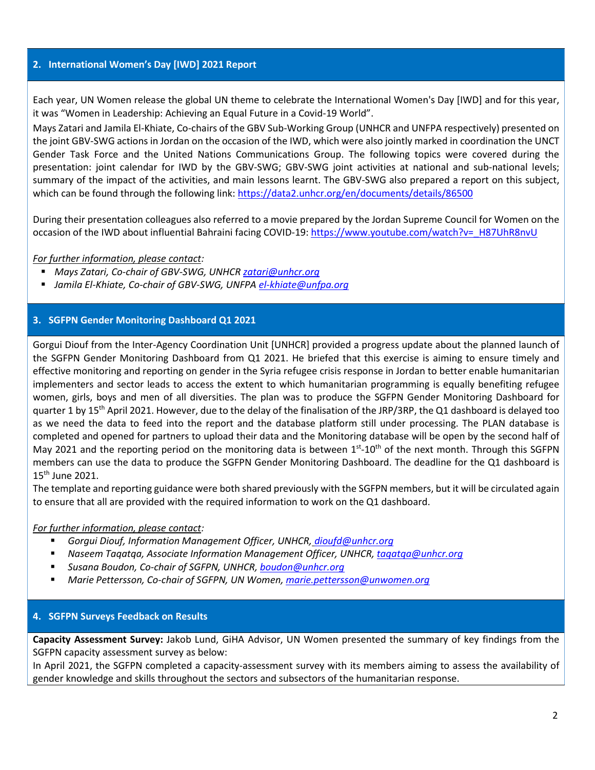## 2. International Women's Day [IWD] 2021 Report

Each year, UN Women release the global UN theme to celebrate the International Women's Day [IWD] and for this year, it was "Women in Leadership: Achieving an Equal Future in a Covid-19 World".

Mays Zatari and Jamila El-Khiate, Co-chairs of the GBV Sub-Working Group (UNHCR and UNFPA respectively) presented on the joint GBV-SWG actions in Jordan on the occasion of the IWD, which were also jointly marked in coordination the UNCT Gender Task Force and the United Nations Communications Group. The following topics were covered during the presentation: joint calendar for IWD by the GBV-SWG; GBV-SWG joint activities at national and sub-national levels; summary of the impact of the activities, and main lessons learnt. The GBV-SWG also prepared a report on this subject, which can be found through the following link: https://data2.unhcr.org/en/documents/details/86500

During their presentation colleagues also referred to a movie prepared by the Jordan Supreme Council for Women on the occasion of the IWD about influential Bahraini facing COVID-19: https://www.youtube.com/watch?v=_H87UhR8nvU

*For further information, please contact:*

- *Mays Zatari, Co-chair of GBV-SWG, UNHCR zatari@unhcr.org*
- *Jamila El-Khiate, Co-chair of GBV-SWG, UNFPA el-khiate@unfpa.org*

## 3. SGFPN Gender Monitoring Dashboard Q1 2021

Gorgui Diouf from the Inter-Agency Coordination Unit [UNHCR] provided a progress update about the planned launch of the SGFPN Gender Monitoring Dashboard from Q1 2021. He briefed that this exercise is aiming to ensure timely and effective monitoring and reporting on gender in the Syria refugee crisis response in Jordan to better enable humanitarian implementers and sector leads to access the extent to which humanitarian programming is equally benefiting refugee women, girls, boys and men of all diversities. The plan was to produce the SGFPN Gender Monitoring Dashboard for quarter 1 by 15th April 2021. However, due to the delay of the finalisation of the JRP/3RP, the Q1 dashboard is delayed too as we need the data to feed into the report and the database platform still under processing. The PLAN database is completed and opened for partners to upload their data and the Monitoring database will be open by the second half of May 2021 and the reporting period on the monitoring data is between 1st-10th of the next month. Through this SGFPN members can use the data to produce the SGFPN Gender Monitoring Dashboard. The deadline for the Q1 dashboard is 15th June 2021.

The template and reporting guidance were both shared previously with the SGFPN members, but it will be circulated again to ensure that all are provided with the required information to work on the Q1 dashboard.

*For further information, please contact:*

- *Gorgui Diouf, Information Management Officer, UNHCR, dioufd@unhcr.org*
- *Naseem Taqatqa, Associate Information Management Officer, UNHCR, taqatqa@unhcr.org*
- *Susana Boudon, Co-chair of SGFPN, UNHCR, boudon@unhcr.org*
- *Marie Pettersson, Co-chair of SGFPN, UN Women, marie.pettersson@unwomen.org*

## 4. SGFPN Surveys Feedback on Results

**Capacity Assessment Survey:** Jakob Lund, GiHA Advisor, UN Women presented the summary of key findings from the SGFPN capacity assessment survey as below:

In April 2021, the SGFPN completed a capacity-assessment survey with its members aiming to assess the availability of gender knowledge and skills throughout the sectors and subsectors of the humanitarian response.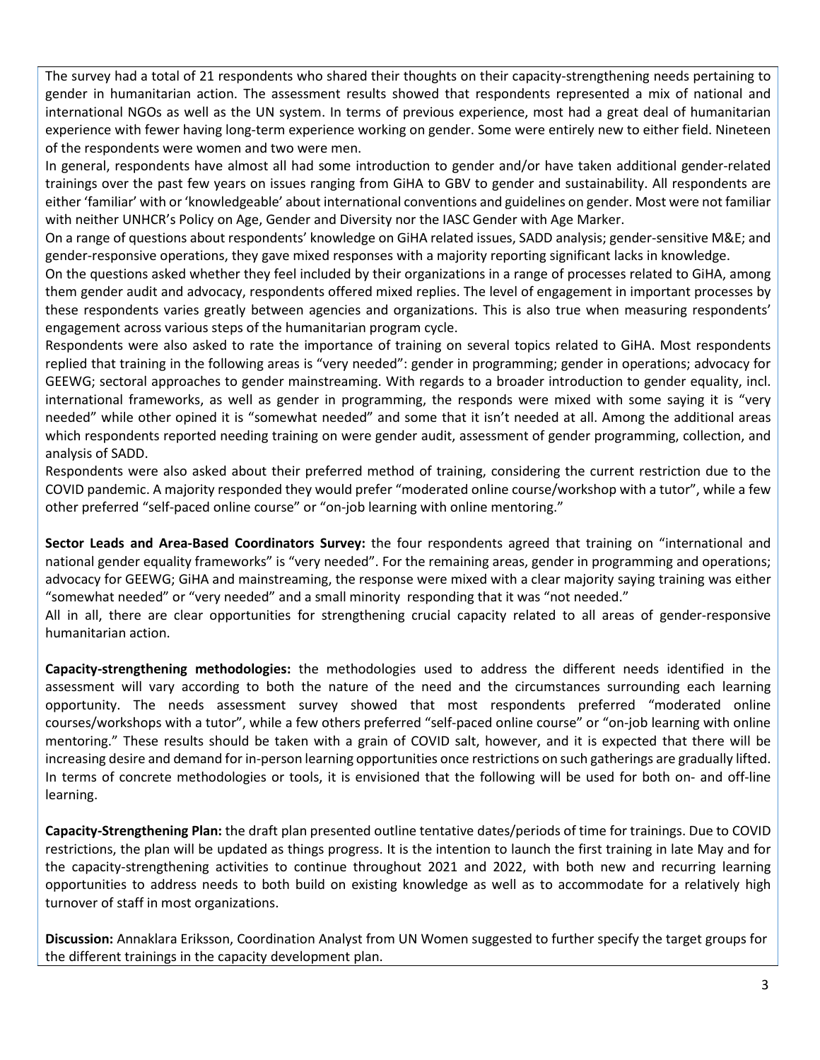The survey had a total of 21 respondents who shared their thoughts on their capacity-strengthening needs pertaining to gender in humanitarian action. The assessment results showed that respondents represented a mix of national and international NGOs as well as the UN system. In terms of previous experience, most had a great deal of humanitarian experience with fewer having long-term experience working on gender. Some were entirely new to either field. Nineteen of the respondents were women and two were men.

In general, respondents have almost all had some introduction to gender and/or have taken additional gender-related trainings over the past few years on issues ranging from GiHA to GBV to gender and sustainability. All respondents are either 'familiar' with or 'knowledgeable' about international conventions and guidelines on gender. Most were not familiar with neither UNHCR's Policy on Age, Gender and Diversity nor the IASC Gender with Age Marker.

On a range of questions about respondents' knowledge on GiHA related issues, SADD analysis; gender-sensitive M&E; and gender-responsive operations, they gave mixed responses with a majority reporting significant lacks in knowledge.

On the questions asked whether they feel included by their organizations in a range of processes related to GiHA, among them gender audit and advocacy, respondents offered mixed replies. The level of engagement in important processes by these respondents varies greatly between agencies and organizations. This is also true when measuring respondents' engagement across various steps of the humanitarian program cycle.

Respondents were also asked to rate the importance of training on several topics related to GiHA. Most respondents replied that training in the following areas is "very needed": gender in programming; gender in operations; advocacy for GEEWG; sectoral approaches to gender mainstreaming. With regards to a broader introduction to gender equality, incl. international frameworks, as well as gender in programming, the responds were mixed with some saying it is "very needed" while other opined it is "somewhat needed" and some that it isn't needed at all. Among the additional areas which respondents reported needing training on were gender audit, assessment of gender programming, collection, and analysis of SADD.

Respondents were also asked about their preferred method of training, considering the current restriction due to the COVID pandemic. A majority responded they would prefer "moderated online course/workshop with a tutor", while a few other preferred "self-paced online course" or "on-job learning with online mentoring."

**Sector Leads and Area-Based Coordinators Survey:** the four respondents agreed that training on "international and national gender equality frameworks" is "very needed". For the remaining areas, gender in programming and operations; advocacy for GEEWG; GiHA and mainstreaming, the response were mixed with a clear majority saying training was either "somewhat needed" or "very needed" and a small minority responding that it was "not needed."

All in all, there are clear opportunities for strengthening crucial capacity related to all areas of gender-responsive humanitarian action.

**Capacity-strengthening methodologies:** the methodologies used to address the different needs identified in the assessment will vary according to both the nature of the need and the circumstances surrounding each learning opportunity. The needs assessment survey showed that most respondents preferred "moderated online courses/workshops with a tutor", while a few others preferred "self-paced online course" or "on-job learning with online mentoring." These results should be taken with a grain of COVID salt, however, and it is expected that there will be increasing desire and demand for in-person learning opportunities once restrictions on such gatherings are gradually lifted. In terms of concrete methodologies or tools, it is envisioned that the following will be used for both on- and off-line learning.

**Capacity-Strengthening Plan:** the draft plan presented outline tentative dates/periods of time for trainings. Due to COVID restrictions, the plan will be updated as things progress. It is the intention to launch the first training in late May and for the capacity-strengthening activities to continue throughout 2021 and 2022, with both new and recurring learning opportunities to address needs to both build on existing knowledge as well as to accommodate for a relatively high turnover of staff in most organizations.

**Discussion:** Annaklara Eriksson, Coordination Analyst from UN Women suggested to further specify the target groups for the different trainings in the capacity development plan.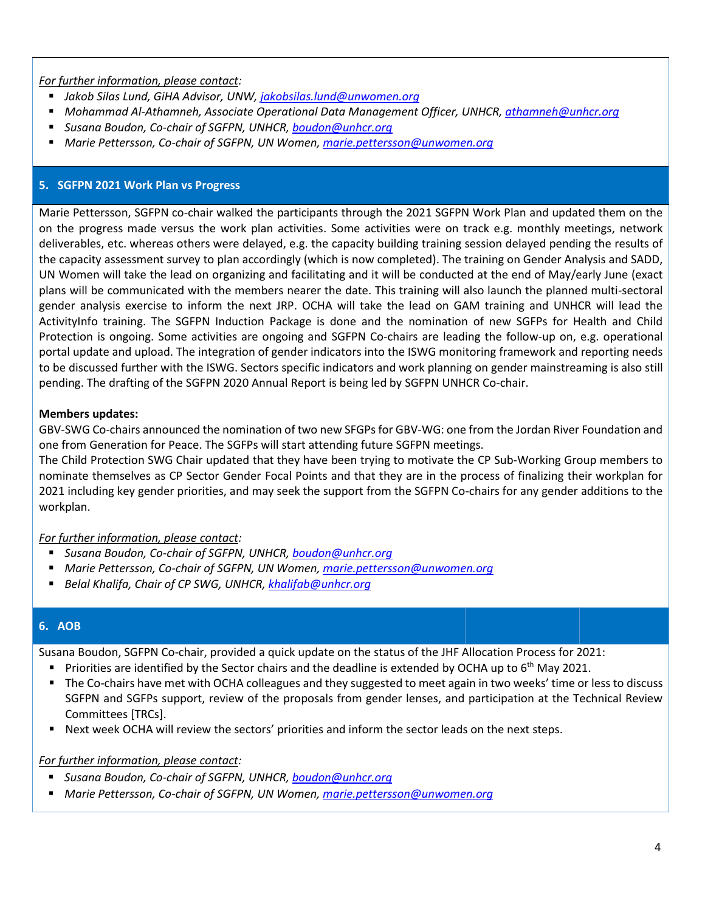*For further information, please contact:*

- *Jakob Silas Lund, GiHA Advisor, UNW, jakobsilas.lund@unwomen.org*
- *Mohammad Al-Athamneh, Associate Operational Data Management Officer, UNHCR, athamneh@unhcr.org*
- *Susana Boudon, Co-chair of SGFPN, UNHCR, boudon@unhcr.org*
- *Marie Pettersson, Co-chair of SGFPN, UN Women, marie.pettersson@unwomen.org*

## 5. SGFPN 2021 Work Plan vs Progress

Marie Pettersson, SGFPN co-chair walked the participants through the 2021 SGFPN Work Plan and updated them on the on the progress made versus the work plan activities. Some activities were on track e.g. monthly meetings, network deliverables, etc. whereas others were delayed, e.g. the capacity building training session delayed pending the results of the capacity assessment survey to plan accordingly (which is now completed). The training on Gender Analysis and SADD, UN Women will take the lead on organizing and facilitating and it will be conducted at the end of May/early June (exact plans will be communicated with the members nearer the date. This training will also launch the planned multi-sectoral gender analysis exercise to inform the next JRP. OCHA will take the lead on GAM training and UNHCR will lead the ActivityInfo training. The SGFPN Induction Package is done and the nomination of new SGFPs for Health and Child Protection is ongoing. Some activities are ongoing and SGFPN Co-chairs are leading the follow-up on, e.g. operational portal update and upload. The integration of gender indicators into the ISWG monitoring framework and reporting needs to be discussed further with the ISWG. Sectors specific indicators and work planning on gender mainstreaming is also still pending. The drafting of the SGFPN 2020 Annual Report is being led by SGFPN UNHCR Co-chair.

**Members updates:**

GBV-SWG Co-chairs announced the nomination of two new SFGPs for GBV-WG: one from the Jordan River Foundation and one from Generation for Peace. The SGFPs will start attending future SGFPN meetings.

The Child Protection SWG Chair updated that they have been trying to motivate the CP Sub-Working Group members to nominate themselves as CP Sector Gender Focal Points and that they are in the process of finalizing their workplan for 2021 including key gender priorities, and may seek the support from the SGFPN Co-chairs for any gender additions to the workplan.

*For further information, please contact:*

- *Susana Boudon, Co-chair of SGFPN, UNHCR, boudon@unhcr.org*
- *Marie Pettersson, Co-chair of SGFPN, UN Women, marie.pettersson@unwomen.org*
- *Belal Khalifa, Chair of CP SWG, UNHCR, khalifab@unhcr.org*

## 6. AOB

Susana Boudon, SGFPN Co-chair, provided a quick update on the status of the JHF Allocation Process for 2021:

- Priorities are identified by the Sector chairs and the deadline is extended by OCHA up to 6th May 2021.
- The Co-chairs have met with OCHA colleagues and they suggested to meet again in two weeks' time or less to discuss SGFPN and SGFPs support, review of the proposals from gender lenses, and participation at the Technical Review Committees [TRCs].
- Next week OCHA will review the sectors' priorities and inform the sector leads on the next steps.

*For further information, please contact:*

- *Susana Boudon, Co-chair of SGFPN, UNHCR, boudon@unhcr.org*
- *Marie Pettersson, Co-chair of SGFPN, UN Women, marie.pettersson@unwomen.org*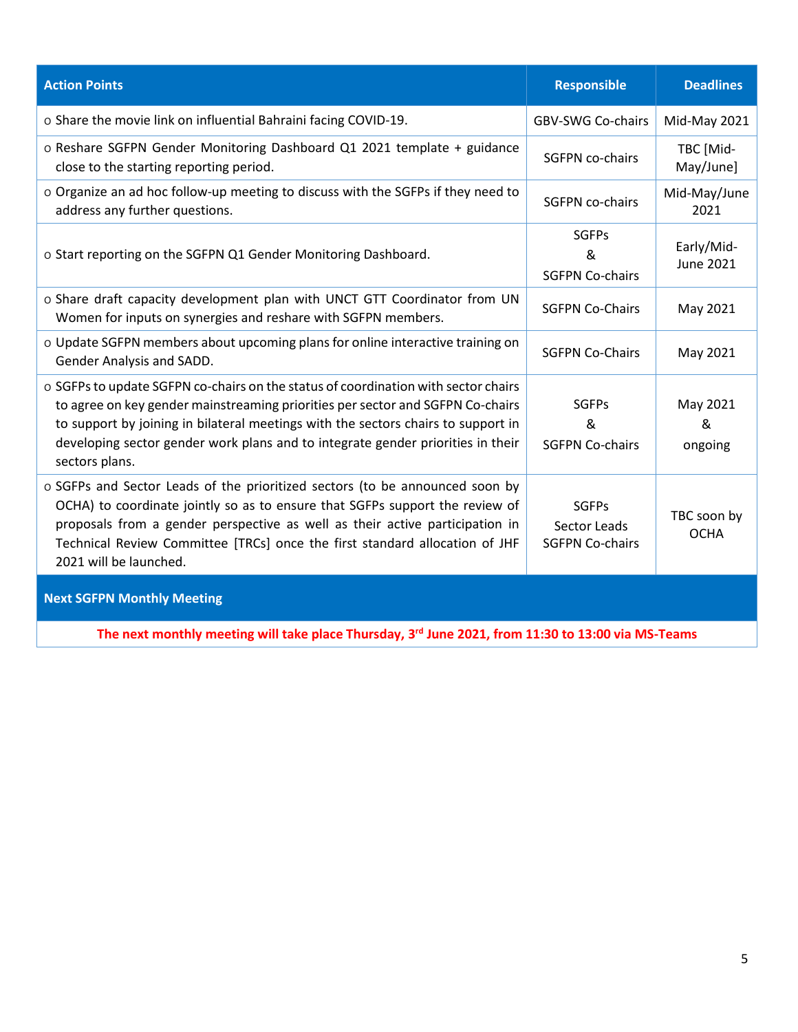| Action Points | Responsible | Deadlines |
|---|---|---|
| o Share the movie link on influential Bahraini facing COVID-19. | GBV-SWG Co-chairs | Mid-May 2021 |
| o Reshare SGFPN Gender Monitoring Dashboard Q1 2021 template + guidance close to the starting reporting period. | SGFPN co-chairs | TBC [Mid-May/June] |
| o Organize an ad hoc follow-up meeting to discuss with the SGFPs if they need to address any further questions. | SGFPN co-chairs | Mid-May/June 2021 |
| o Start reporting on the SGFPN Q1 Gender Monitoring Dashboard. | SGFPs & SGFPN Co-chairs | Early/Mid-June 2021 |
| o Share draft capacity development plan with UNCT GTT Coordinator from UN Women for inputs on synergies and reshare with SGFPN members. | SGFPN Co-Chairs | May 2021 |
| o Update SGFPN members about upcoming plans for online interactive training on Gender Analysis and SADD. | SGFPN Co-Chairs | May 2021 |
| o SGFPs to update SGFPN co-chairs on the status of coordination with sector chairs to agree on key gender mainstreaming priorities per sector and SGFPN Co-chairs to support by joining in bilateral meetings with the sectors chairs to support in developing sector gender work plans and to integrate gender priorities in their sectors plans. | SGFPs & SGFPN Co-chairs | May 2021 & ongoing |
| o SGFPs and Sector Leads of the prioritized sectors (to be announced soon by OCHA) to coordinate jointly so as to ensure that SGFPs support the review of proposals from a gender perspective as well as their active participation in Technical Review Committee [TRCs] once the first standard allocation of JHF 2021 will be launched. | SGFPs Sector Leads SGFPN Co-chairs | TBC soon by OCHA |

**Next SGFPN Monthly Meeting**

**The next monthly meeting will take place Thursday, 3rd June 2021, from 11:30 to 13:00 via MS-Teams**